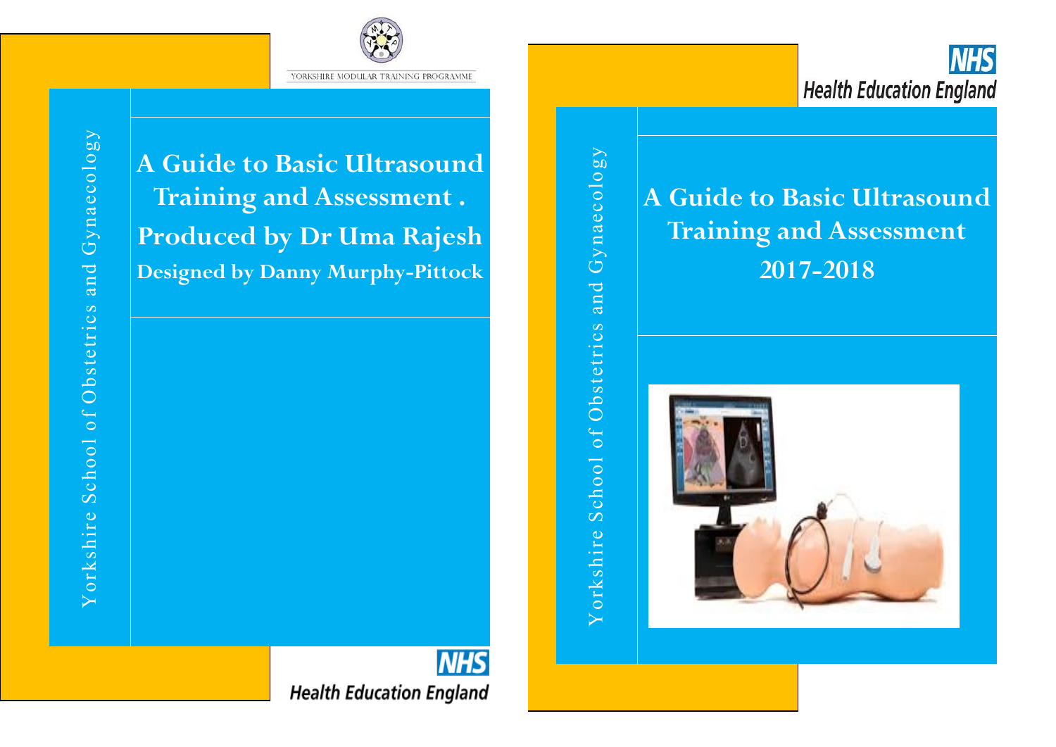YORKSHIRE MODULAR TRAINING PROGRAMME

Yorkshire School of Obstetrics and Gynaecology

# A Guide to Basic Ultrasound Training and Assessment .

## Produced by Dr Uma Rajesh

**Designed by Danny Murphy-Pittock**

NHS Health Education England

NHS Health Education England

Yorkshire School of Obstetrics and Gynaecology

# A Guide to Basic Ultrasound Training and Assessment

## 2017-2018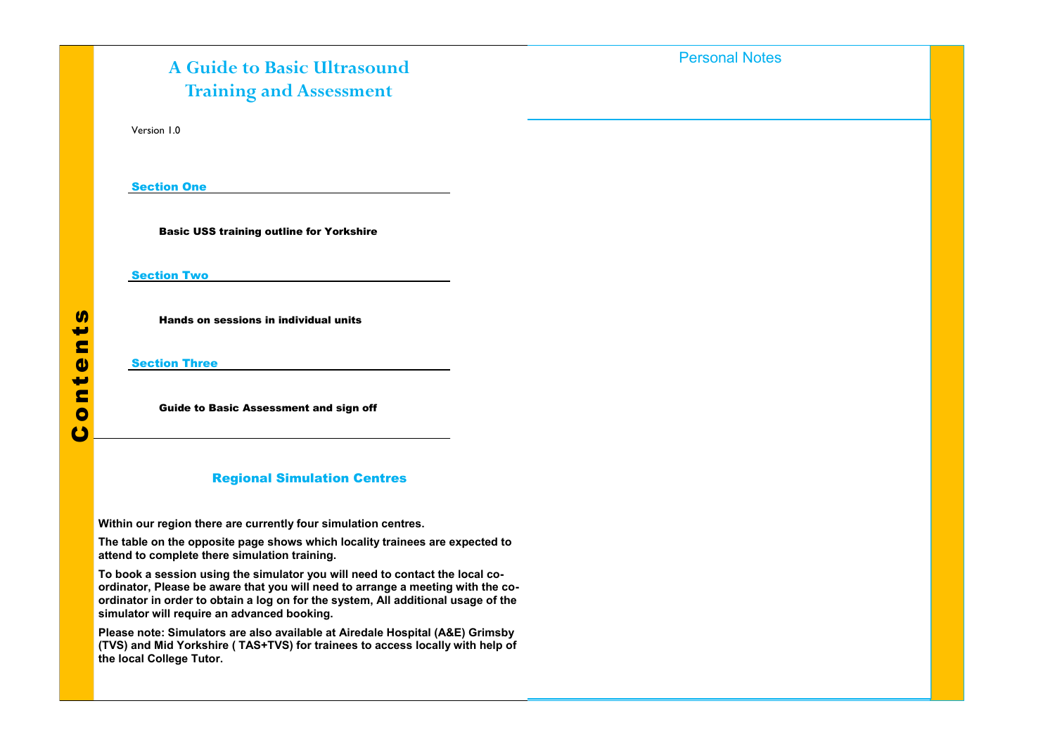# A Guide to Basic Ultrasound Training and Assessment

Version 1.0

## Contents

### Section One

**Basic USS training outline for Yorkshire**

### Section Two

**Hands on sessions in individual units**

### Section Three

**Guide to Basic Assessment and sign off**

## Regional Simulation Centres

**Within our region there are currently four simulation centres.**

**The table on the opposite page shows which locality trainees are expected to attend to complete there simulation training.**

**To book a session using the simulator you will need to contact the local co-ordinator, Please be aware that you will need to arrange a meeting with the co-ordinator in order to obtain a log on for the system, All additional usage of the simulator will require an advanced booking.**

**Please note: Simulators are also available at Airedale Hospital (A&E) Grimsby (TVS) and Mid Yorkshire ( TAS+TVS) for trainees to access locally with help of the local College Tutor.**

## Personal Notes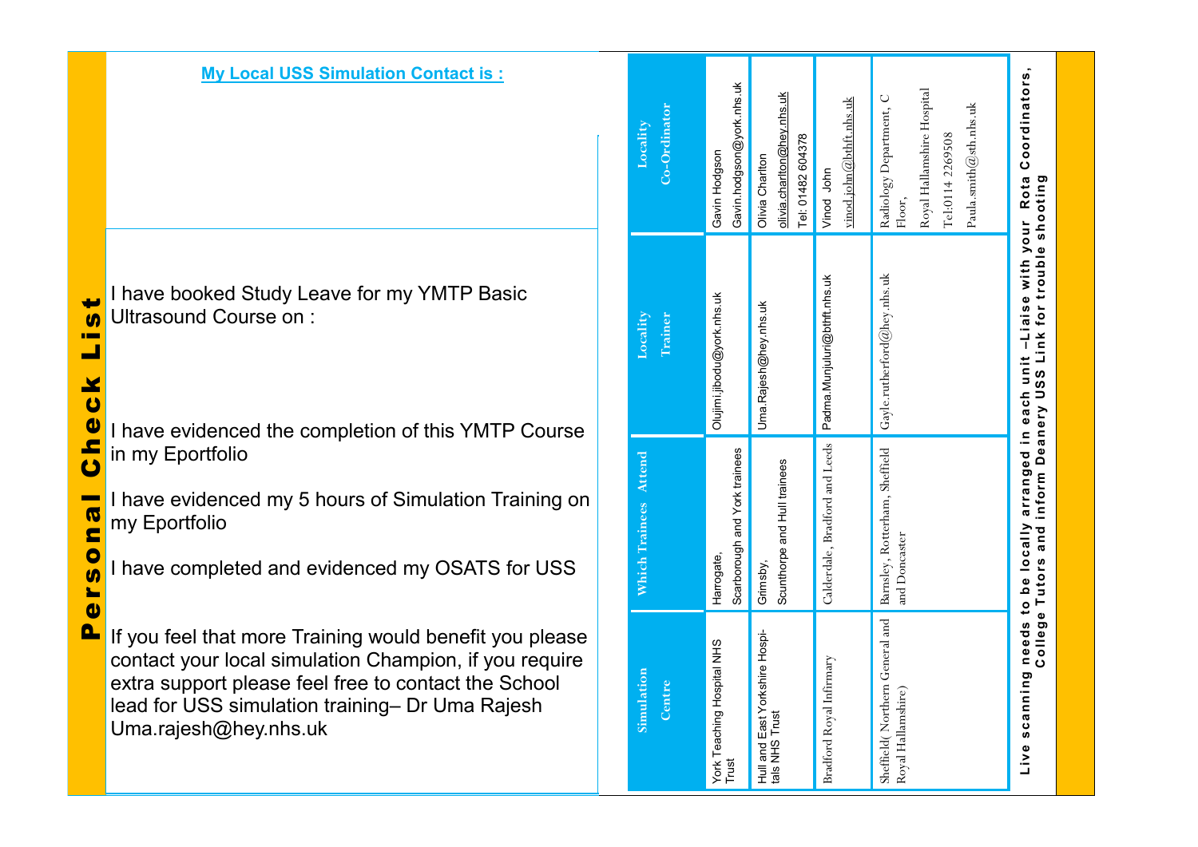# Personal Check List

**My Local USS Simulation Contact is :**

I have booked Study Leave for my YMTP Basic Ultrasound Course on :

I have evidenced the completion of this YMTP Course in my Eportfolio

I have evidenced my 5 hours of Simulation Training on my Eportfolio

I have completed and evidenced my OSATS for USS

If you feel that more Training would benefit you please contact your local simulation Champion, if you require extra support please feel free to contact the School lead for USS simulation training– Dr Uma Rajesh Uma.rajesh@hey.nhs.uk

| Simulation Centre | Which Trainees Attend | Locality Trainer | Locality Co-Ordinator |
|---|---|---|---|
| York Teaching Hospital NHS Trust | Harrogate, Scarborough and York trainees | Olujimi.jibodu@york.nhs.uk | Gavin Hodgson Gavin.hodgson@york.nhs.uk |
| Hull and East Yorkshire Hospitals NHS Trust | Grimsby, Scunthorpe and Hull trainees | Uma.Rajesh@hey.nhs.uk | Olivia Charlton olivia.charlton@hey.nhs.uk Tel: 01482 604378 |
| Bradford Royal Infirmary | Calderdale, Bradford and Leeds | Padma.Munjuluri@bthft.nhs.uk | Vinod John vinod.john@bthft.nhs.uk |
| Sheffield( Northern General and Royal Hallamshire) | Barnsley, Rotterham, Sheffield and Doncaster | Gayle.rutherford@hey.nhs.uk | Radiology Department, C Floor, Royal Hallamshire Hospital Tel:0114 2269508 Paula.smith@sth.nhs.uk |

**Live scanning needs to be locally arranged in each unit –Liaise with your Rota Coordinators, College Tutors and inform Deanery USS Link for trouble shooting**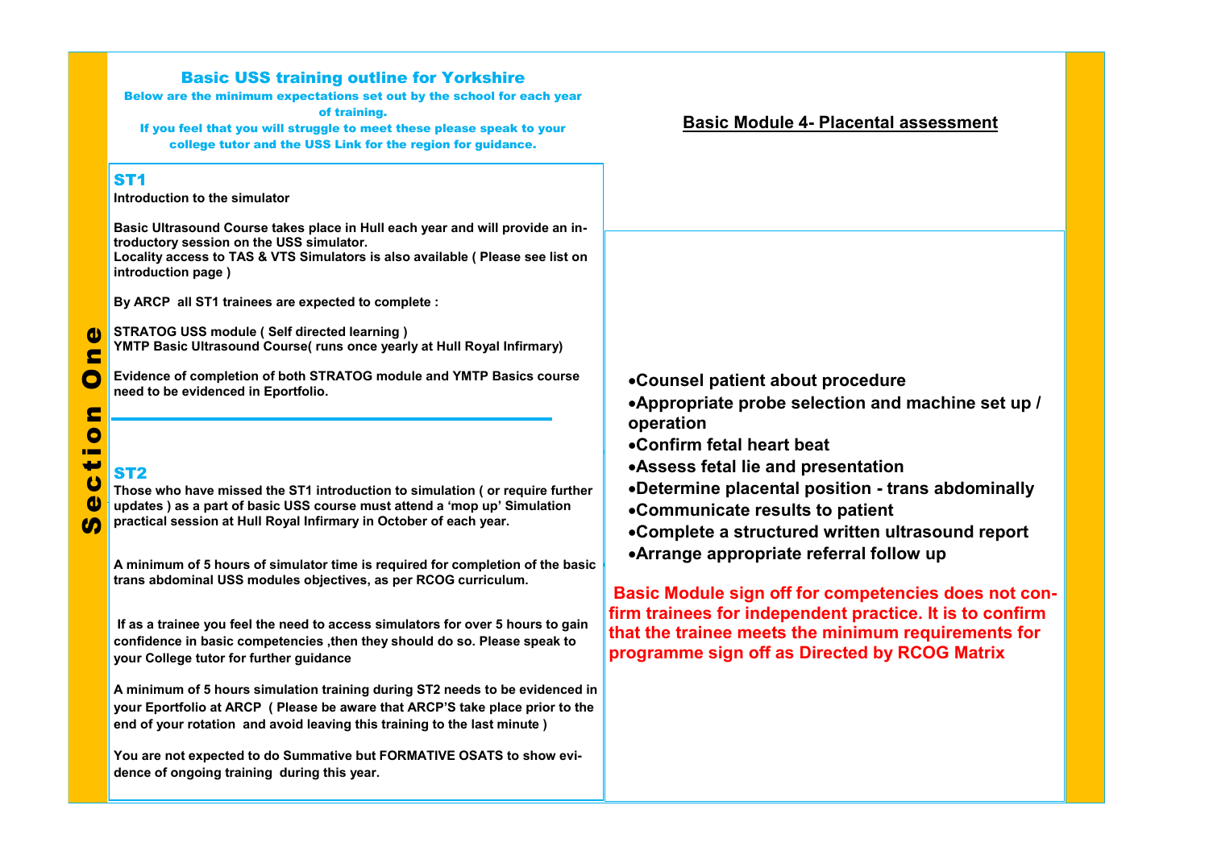Section One

## Basic USS training outline for Yorkshire

**Below are the minimum expectations set out by the school for each year of training.**

**If you feel that you will struggle to meet these please speak to your college tutor and the USS Link for the region for guidance.**

### ST1

**Introduction to the simulator**

**Basic Ultrasound Course takes place in Hull each year and will provide an introductory session on the USS simulator.**
**Locality access to TAS & VTS Simulators is also available ( Please see list on introduction page )**

**By ARCP all ST1 trainees are expected to complete :**

**STRATOG USS module ( Self directed learning )**
**YMTP Basic Ultrasound Course( runs once yearly at Hull Royal Infirmary)**

**Evidence of completion of both STRATOG module and YMTP Basics course need to be evidenced in Eportfolio.**

### ST2

**Those who have missed the ST1 introduction to simulation ( or require further updates ) as a part of basic USS course must attend a 'mop up' Simulation practical session at Hull Royal Infirmary in October of each year.**

**A minimum of 5 hours of simulator time is required for completion of the basic trans abdominal USS modules objectives, as per RCOG curriculum.**

**If as a trainee you feel the need to access simulators for over 5 hours to gain confidence in basic competencies ,then they should do so. Please speak to your College tutor for further guidance**

**A minimum of 5 hours simulation training during ST2 needs to be evidenced in your Eportfolio at ARCP ( Please be aware that ARCP'S take place prior to the end of your rotation and avoid leaving this training to the last minute )**

**You are not expected to do Summative but FORMATIVE OSATS to show evidence of ongoing training during this year.**

## Basic Module 4- Placental assessment

- **Counsel patient about procedure**
- **Appropriate probe selection and machine set up / operation**
- **Confirm fetal heart beat**
- **Assess fetal lie and presentation**
- **Determine placental position - trans abdominally**
- **Communicate results to patient**
- **Complete a structured written ultrasound report**
- **Arrange appropriate referral follow up**

**Basic Module sign off for competencies does not confirm trainees for independent practice. It is to confirm that the trainee meets the minimum requirements for programme sign off as Directed by RCOG Matrix**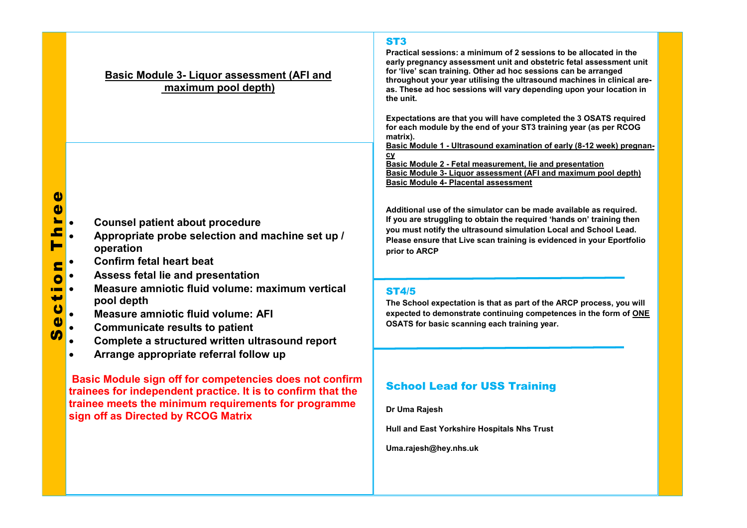**Section Three**

## Basic Module 3- Liquor assessment (AFI and maximum pool depth)

- **Counsel patient about procedure**
- **Appropriate probe selection and machine set up / operation**
- **Confirm fetal heart beat**
- **Assess fetal lie and presentation**
- **Measure amniotic fluid volume: maximum vertical pool depth**
- **Measure amniotic fluid volume: AFI**
- **Communicate results to patient**
- **Complete a structured written ultrasound report**
- **Arrange appropriate referral follow up**

**Basic Module sign off for competencies does not confirm trainees for independent practice. It is to confirm that the trainee meets the minimum requirements for programme sign off as Directed by RCOG Matrix**

## ST3

**Practical sessions: a minimum of 2 sessions to be allocated in the early pregnancy assessment unit and obstetric fetal assessment unit for 'live' scan training. Other ad hoc sessions can be arranged throughout your year utilising the ultrasound machines in clinical areas. These ad hoc sessions will vary depending upon your location in the unit.**

**Expectations are that you will have completed the 3 OSATS required for each module by the end of your ST3 training year (as per RCOG matrix).**

**Basic Module 1 - Ultrasound examination of early (8-12 week) pregnancy**
**Basic Module 2 - Fetal measurement, lie and presentation**
**Basic Module 3- Liquor assessment (AFI and maximum pool depth)**
**Basic Module 4- Placental assessment**

**Additional use of the simulator can be made available as required. If you are struggling to obtain the required 'hands on' training then you must notify the ultrasound simulation Local and School Lead. Please ensure that Live scan training is evidenced in your Eportfolio prior to ARCP**

## ST4/5

**The School expectation is that as part of the ARCP process, you will expected to demonstrate continuing competences in the form of ONE OSATS for basic scanning each training year.**

## School Lead for USS Training

**Dr Uma Rajesh**

**Hull and East Yorkshire Hospitals Nhs Trust**

**Uma.rajesh@hey.nhs.uk**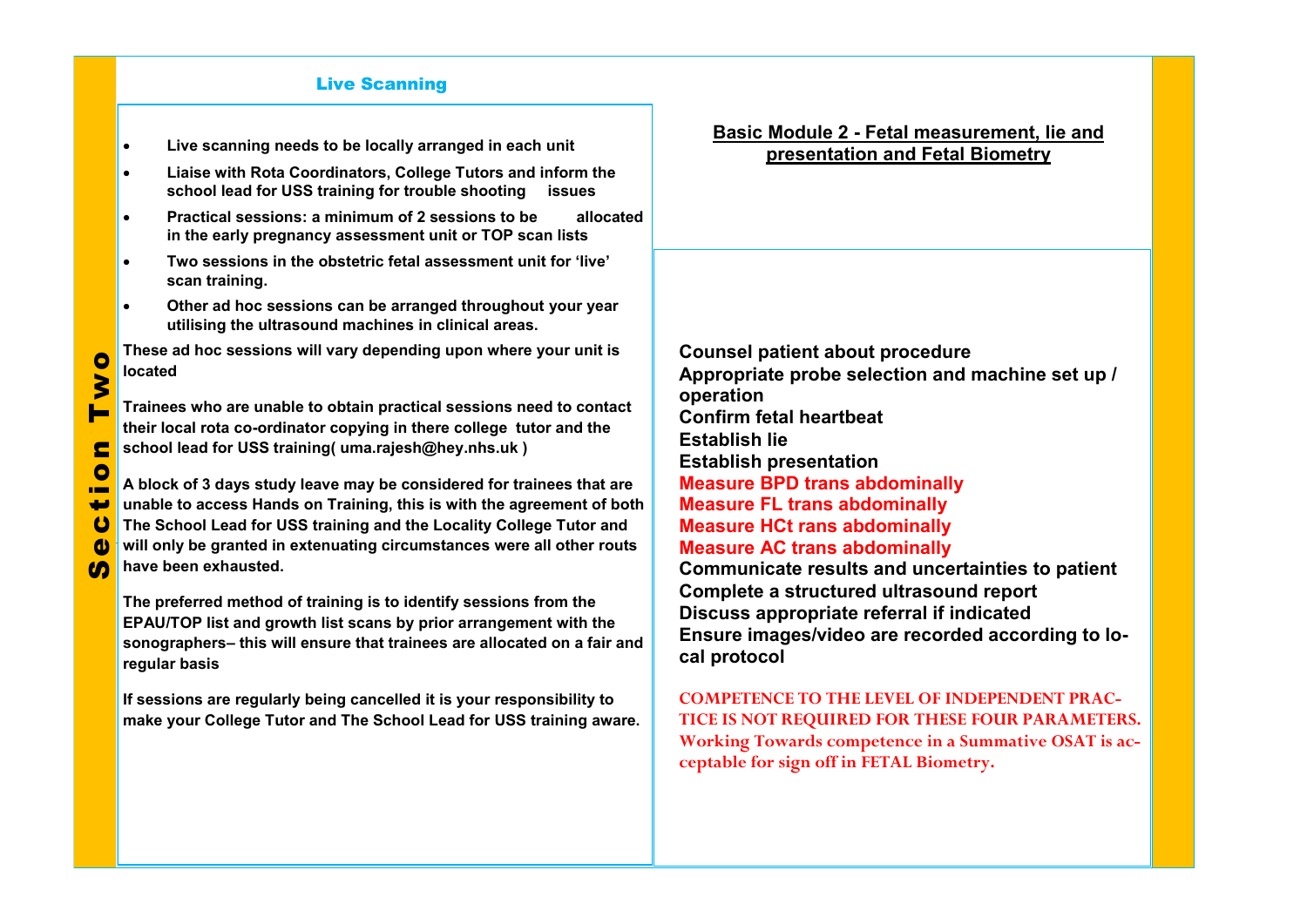## Live Scanning

- Live scanning needs to be locally arranged in each unit
- Liaise with Rota Coordinators, College Tutors and inform the school lead for USS training for trouble shooting issues
- Practical sessions: a minimum of 2 sessions to be allocated in the early pregnancy assessment unit or TOP scan lists
- Two sessions in the obstetric fetal assessment unit for 'live' scan training.
- Other ad hoc sessions can be arranged throughout your year utilising the ultrasound machines in clinical areas.

These ad hoc sessions will vary depending upon where your unit is located

Trainees who are unable to obtain practical sessions need to contact their local rota co-ordinator copying in there college tutor and the school lead for USS training( uma.rajesh@hey.nhs.uk )

A block of 3 days study leave may be considered for trainees that are unable to access Hands on Training, this is with the agreement of both The School Lead for USS training and the Locality College Tutor and will only be granted in extenuating circumstances were all other routs have been exhausted.

The preferred method of training is to identify sessions from the EPAU/TOP list and growth list scans by prior arrangement with the sonographers– this will ensure that trainees are allocated on a fair and regular basis

If sessions are regularly being cancelled it is your responsibility to make your College Tutor and The School Lead for USS training aware.

## Basic Module 2 - Fetal measurement, lie and presentation and Fetal Biometry

**Counsel patient about procedure**
**Appropriate probe selection and machine set up / operation**
**Confirm fetal heartbeat**
**Establish lie**
**Establish presentation**
**Measure BPD trans abdominally**
**Measure FL trans abdominally**
**Measure HCt rans abdominally**
**Measure AC trans abdominally**
**Communicate results and uncertainties to patient**
**Complete a structured ultrasound report**
**Discuss appropriate referral if indicated**
**Ensure images/video are recorded according to local protocol**

**COMPETENCE TO THE LEVEL OF INDEPENDENT PRACTICE IS NOT REQUIRED FOR THESE FOUR PARAMETERS. Working Towards competence in a Summative OSAT is acceptable for sign off in FETAL Biometry.**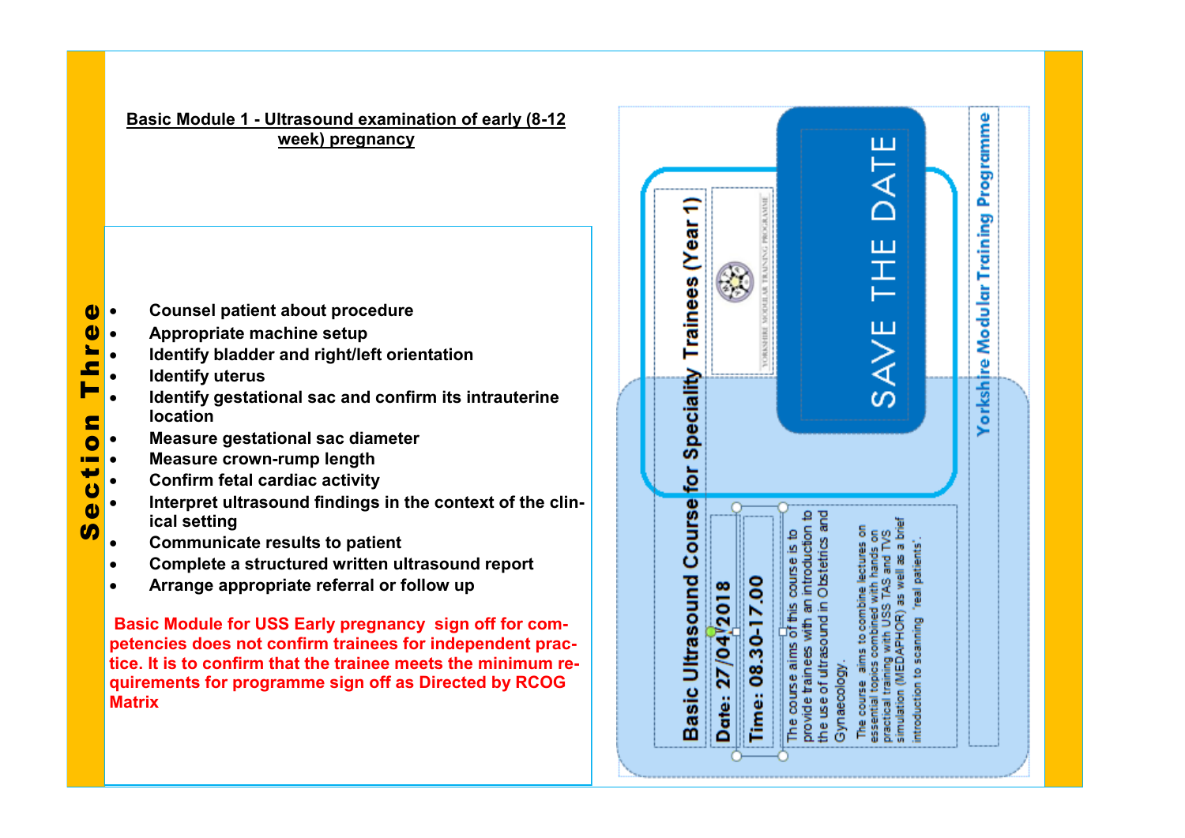**Section Three**

## Basic Module 1 - Ultrasound examination of early (8-12 week) pregnancy

- **Counsel patient about procedure**
- **Appropriate machine setup**
- **Identify bladder and right/left orientation**
- **Identify uterus**
- **Identify gestational sac and confirm its intrauterine location**
- **Measure gestational sac diameter**
- **Measure crown-rump length**
- **Confirm fetal cardiac activity**
- **Interpret ultrasound findings in the context of the clinical setting**
- **Communicate results to patient**
- **Complete a structured written ultrasound report**
- **Arrange appropriate referral or follow up**

**Basic Module for USS Early pregnancy sign off for competencies does not confirm trainees for independent practice. It is to confirm that the trainee meets the minimum requirements for programme sign off as Directed by RCOG Matrix**

SAVE THE DATE

YORKSHIRE MODULAR TRAINING PROGRAMME

**Basic Ultrasound Course for Speciality Trainees (Year 1)**

**Date: 27/04/2018**

**Time: 08.30-17.00**

The course aims of this course is to provide trainees with an introduction to the use of ultrasound in Obstetrics and Gynaecology.

The course aims to combine lectures on essential topics combined with hands on practical training with USS TAS and TVS simulation (MEDAPHOR) as well as a brief introduction to scanning 'real patients'.

**Yorkshire Modular Training Programme**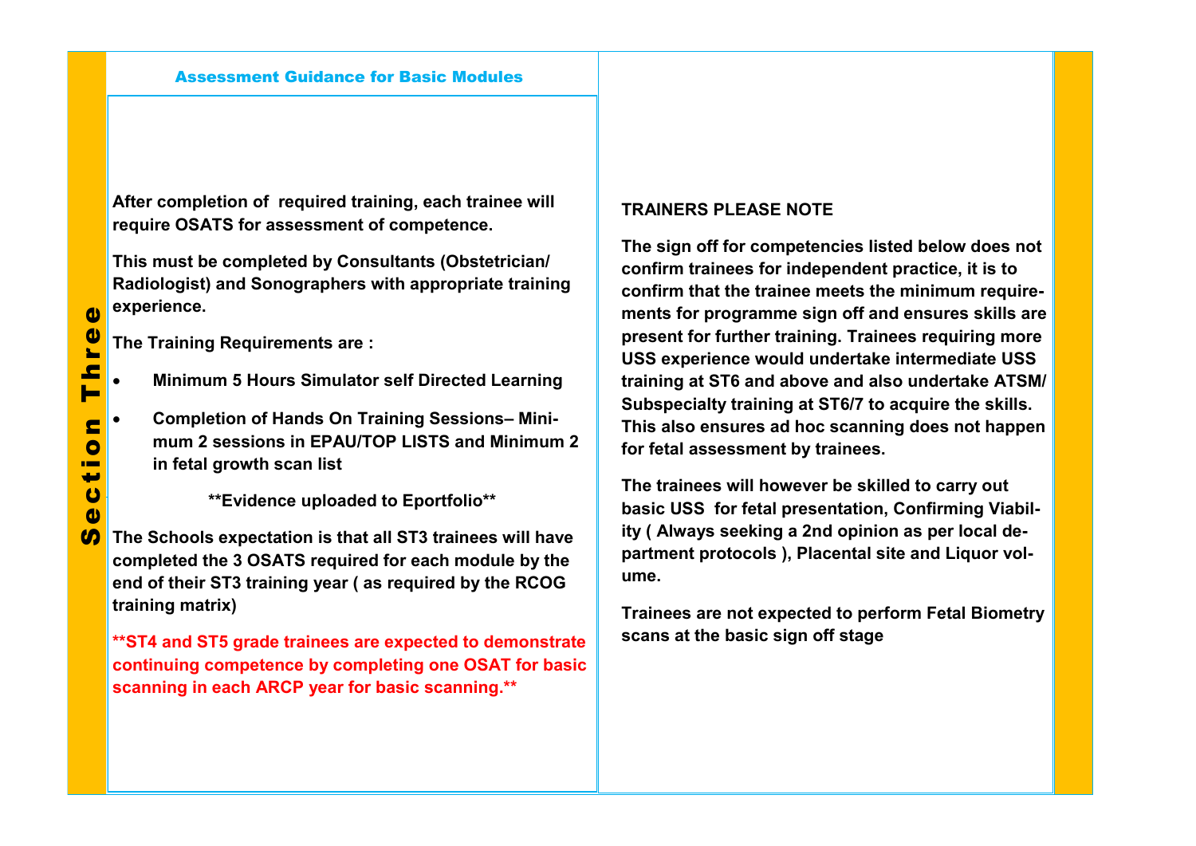## Assessment Guidance for Basic Modules

**After completion of required training, each trainee will require OSATS for assessment of competence.**

**This must be completed by Consultants (Obstetrician/ Radiologist) and Sonographers with appropriate training experience.**

**The Training Requirements are :**

- **Minimum 5 Hours Simulator self Directed Learning**
- **Completion of Hands On Training Sessions– Minimum 2 sessions in EPAU/TOP LISTS and Minimum 2 in fetal growth scan list**

**Evidence uploaded to Eportfolio**

**The Schools expectation is that all ST3 trainees will have completed the 3 OSATS required for each module by the end of their ST3 training year ( as required by the RCOG training matrix)**

**ST4 and ST5 grade trainees are expected to demonstrate continuing competence by completing one OSAT for basic scanning in each ARCP year for basic scanning.**

**TRAINERS PLEASE NOTE**

**The sign off for competencies listed below does not confirm trainees for independent practice, it is to confirm that the trainee meets the minimum requirements for programme sign off and ensures skills are present for further training. Trainees requiring more USS experience would undertake intermediate USS training at ST6 and above and also undertake ATSM/ Subspecialty training at ST6/7 to acquire the skills. This also ensures ad hoc scanning does not happen for fetal assessment by trainees.**

**The trainees will however be skilled to carry out basic USS for fetal presentation, Confirming Viability ( Always seeking a 2nd opinion as per local department protocols ), Placental site and Liquor volume.**

**Trainees are not expected to perform Fetal Biometry scans at the basic sign off stage**